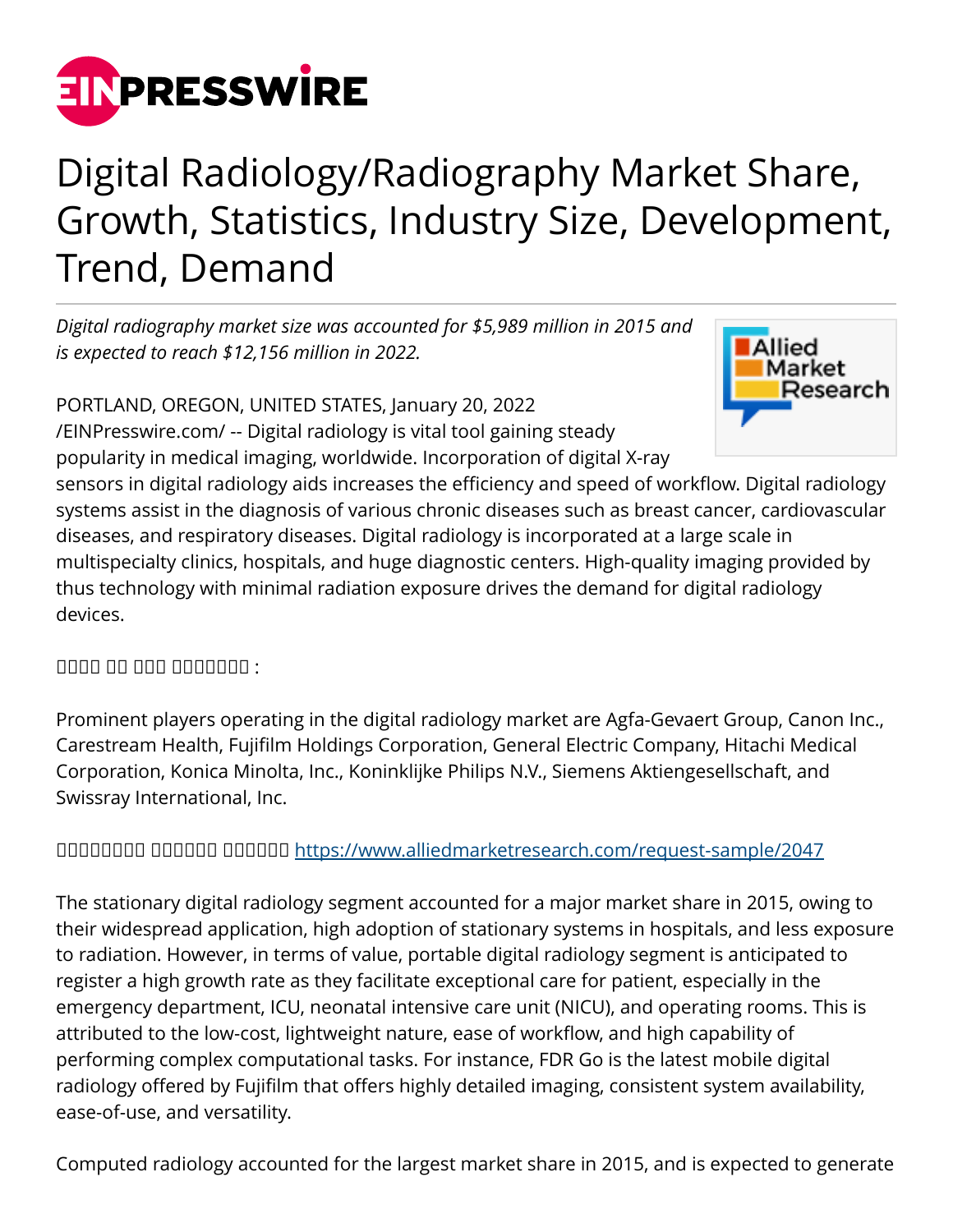# Digital Radiology/Radiography Market Share, Growth, Statistics, Industry Size, Development, Trend, Demand

*Digital radiography market size was accounted for $5,989 million in 2015 and is expected to reach $12,156 million in 2022.*

PORTLAND, OREGON, UNITED STATES, January 20, 2022 /EINPresswire.com/ -- Digital radiology is vital tool gaining steady popularity in medical imaging, worldwide. Incorporation of digital X-ray sensors in digital radiology aids increases the efficiency and speed of workflow. Digital radiology systems assist in the diagnosis of various chronic diseases such as breast cancer, cardiovascular diseases, and respiratory diseases. Digital radiology is incorporated at a large scale in multispecialty clinics, hospitals, and huge diagnostic centers. High-quality imaging provided by thus technology with minimal radiation exposure drives the demand for digital radiology devices.

𝐊𝐞𝐲 𝐈𝐧 𝐓𝐡𝐞 𝐂𝐨𝐦𝐩𝐚𝐧𝐢𝐞𝐬 :

Prominent players operating in the digital radiology market are Agfa-Gevaert Group, Canon Inc., Carestream Health, Fujifilm Holdings Corporation, General Electric Company, Hitachi Medical Corporation, Konica Minolta, Inc., Koninklijke Philips N.V., Siemens Aktiengesellschaft, and Swissray International, Inc.

𝐃𝐨𝐰𝐧𝐥𝐨𝐚𝐝 𝐒𝐚𝐦𝐩𝐥𝐞 𝐑𝐞𝐩𝐨𝐫𝐭 https://www.alliedmarketresearch.com/request-sample/2047

The stationary digital radiology segment accounted for a major market share in 2015, owing to their widespread application, high adoption of stationary systems in hospitals, and less exposure to radiation. However, in terms of value, portable digital radiology segment is anticipated to register a high growth rate as they facilitate exceptional care for patient, especially in the emergency department, ICU, neonatal intensive care unit (NICU), and operating rooms. This is attributed to the low-cost, lightweight nature, ease of workflow, and high capability of performing complex computational tasks. For instance, FDR Go is the latest mobile digital radiology offered by Fujifilm that offers highly detailed imaging, consistent system availability, ease-of-use, and versatility.

Computed radiology accounted for the largest market share in 2015, and is expected to generate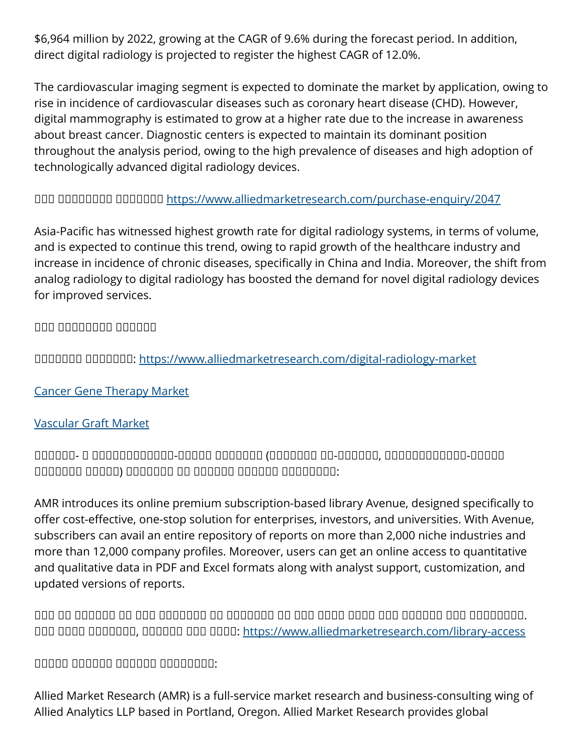$6,964 million by 2022, growing at the CAGR of 9.6% during the forecast period. In addition, direct digital radiology is projected to register the highest CAGR of 12.0%.

The cardiovascular imaging segment is expected to dominate the market by application, owing to rise in incidence of cardiovascular diseases such as coronary heart disease (CHD). However, digital mammography is estimated to grow at a higher rate due to the increase in awareness about breast cancer. Diagnostic centers is expected to maintain its dominant position throughout the analysis period, owing to the high prevalence of diseases and high adoption of technologically advanced digital radiology devices.

□□□ □□□□□□□□□ □□□□□□□□ [https://www.alliedmarketresearch.com/purchase-enquiry/2047](https://www.alliedmarketresearch.com/purchase-enquiry/2047)

Asia-Pacific has witnessed highest growth rate for digital radiology systems, in terms of volume, and is expected to continue this trend, owing to rapid growth of the healthcare industry and increase in incidence of chronic diseases, specifically in China and India. Moreover, the shift from analog radiology to digital radiology has boosted the demand for novel digital radiology devices for improved services.

□□□ □□□□□□□□□ □□□□□□□

□□□□□□□□ □□□□□□□□: [https://www.alliedmarketresearch.com/digital-radiology-market](https://www.alliedmarketresearch.com/digital-radiology-market)

[Cancer Gene Therapy Market]()

[Vascular Graft Market]()

□□□□□□- □ □□□□□□□□□□□□□-□□□□□ □□□□□□□□ (□□□□□□□□ □□-□□□□□□□, □□□□□□□□□□□□□-□□□□□ □□□□□□□□ □□□□□) □□□□□□□□ □□ □□□□□□□ □□□□□□□ □□□□□□□□□:

AMR introduces its online premium subscription-based library Avenue, designed specifically to offer cost-effective, one-stop solution for enterprises, investors, and universities. With Avenue, subscribers can avail an entire repository of reports on more than 2,000 niche industries and more than 12,000 company profiles. Moreover, users can get an online access to quantitative and qualitative data in PDF and Excel formats along with analyst support, customization, and updated versions of reports.

□□□ □□ □□□□□□□ □□ □□□□ □□□□□□□□□ □□ □□□□□□□□ □□ □□□□ □□□□□ □□□□□ □□□ □□□□□□□ □□□ □□□□□□□□□.
□□□ □□□□□ □□□□□□□□, □□□□□□□ □□□ □□□□□: [https://www.alliedmarketresearch.com/library-access](https://www.alliedmarketresearch.com/library-access)

□□□□□ □□□□□□□ □□□□□□□ □□□□□□□□□:

Allied Market Research (AMR) is a full-service market research and business-consulting wing of Allied Analytics LLP based in Portland, Oregon. Allied Market Research provides global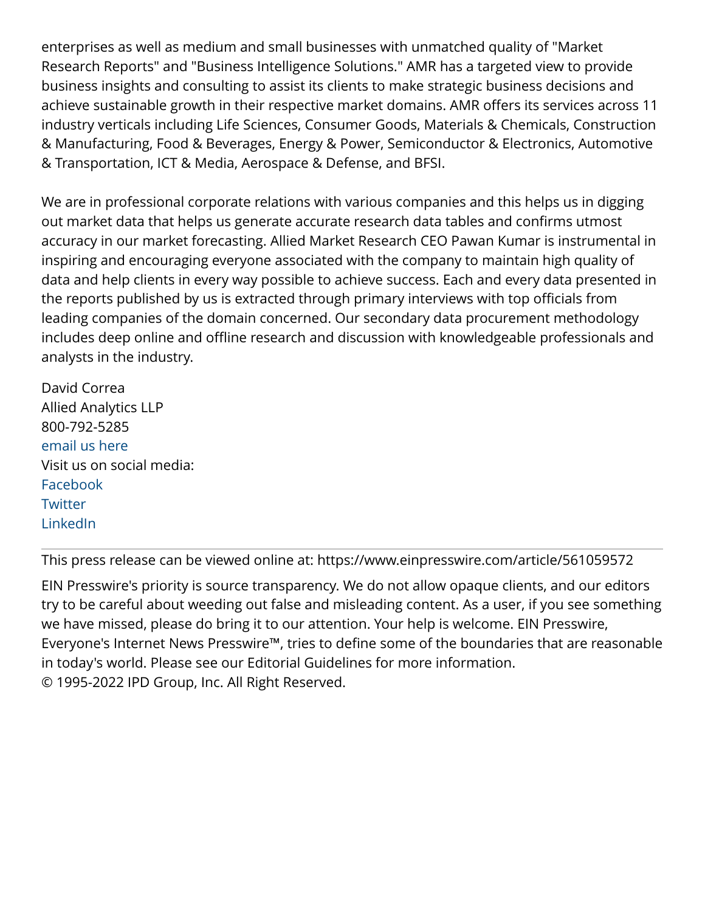enterprises as well as medium and small businesses with unmatched quality of "Market Research Reports" and "Business Intelligence Solutions." AMR has a targeted view to provide business insights and consulting to assist its clients to make strategic business decisions and achieve sustainable growth in their respective market domains. AMR offers its services across 11 industry verticals including Life Sciences, Consumer Goods, Materials & Chemicals, Construction & Manufacturing, Food & Beverages, Energy & Power, Semiconductor & Electronics, Automotive & Transportation, ICT & Media, Aerospace & Defense, and BFSI.

We are in professional corporate relations with various companies and this helps us in digging out market data that helps us generate accurate research data tables and confirms utmost accuracy in our market forecasting. Allied Market Research CEO Pawan Kumar is instrumental in inspiring and encouraging everyone associated with the company to maintain high quality of data and help clients in every way possible to achieve success. Each and every data presented in the reports published by us is extracted through primary interviews with top officials from leading companies of the domain concerned. Our secondary data procurement methodology includes deep online and offline research and discussion with knowledgeable professionals and analysts in the industry.

David Correa
Allied Analytics LLP
800-792-5285
email us here
Visit us on social media:
Facebook
Twitter
LinkedIn

---

This press release can be viewed online at: https://www.einpresswire.com/article/561059572

EIN Presswire's priority is source transparency. We do not allow opaque clients, and our editors try to be careful about weeding out false and misleading content. As a user, if you see something we have missed, please do bring it to our attention. Your help is welcome. EIN Presswire, Everyone's Internet News Presswire™, tries to define some of the boundaries that are reasonable in today's world. Please see our Editorial Guidelines for more information.
© 1995-2022 IPD Group, Inc. All Right Reserved.